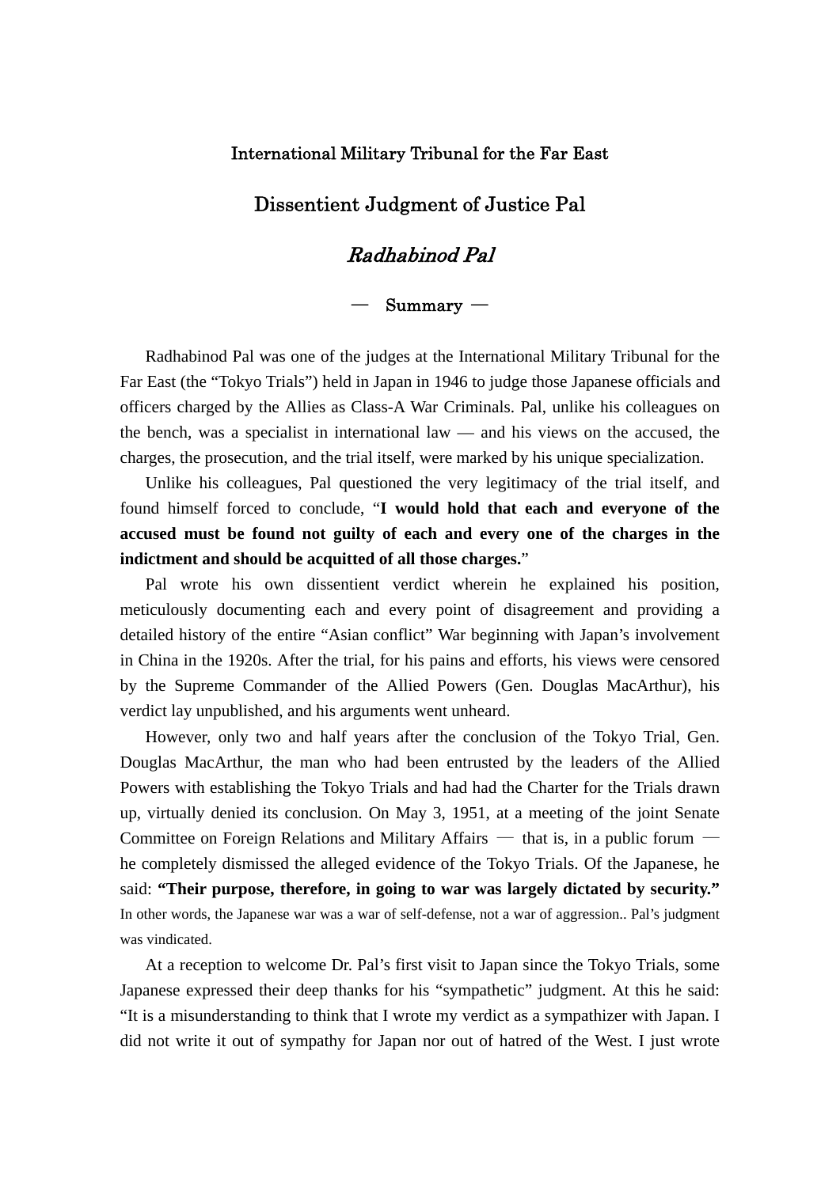International Military Tribunal for the Far East

# Dissentient Judgment of Justice Pal

## *Radhabinod Pal*

— Summary —

Radhabinod Pal was one of the judges at the International Military Tribunal for the Far East (the "Tokyo Trials") held in Japan in 1946 to judge those Japanese officials and officers charged by the Allies as Class-A War Criminals. Pal, unlike his colleagues on the bench, was a specialist in international law — and his views on the accused, the charges, the prosecution, and the trial itself, were marked by his unique specialization.

Unlike his colleagues, Pal questioned the very legitimacy of the trial itself, and found himself forced to conclude, "**I would hold that each and everyone of the accused must be found not guilty of each and every one of the charges in the indictment and should be acquitted of all those charges.**"

Pal wrote his own dissentient verdict wherein he explained his position, meticulously documenting each and every point of disagreement and providing a detailed history of the entire "Asian conflict" War beginning with Japan's involvement in China in the 1920s. After the trial, for his pains and efforts, his views were censored by the Supreme Commander of the Allied Powers (Gen. Douglas MacArthur), his verdict lay unpublished, and his arguments went unheard.

However, only two and half years after the conclusion of the Tokyo Trial, Gen. Douglas MacArthur, the man who had been entrusted by the leaders of the Allied Powers with establishing the Tokyo Trials and had had the Charter for the Trials drawn up, virtually denied its conclusion. On May 3, 1951, at a meeting of the joint Senate Committee on Foreign Relations and Military Affairs — that is, in a public forum — he completely dismissed the alleged evidence of the Tokyo Trials. Of the Japanese, he said: **"Their purpose, therefore, in going to war was largely dictated by security."** In other words, the Japanese war was a war of self-defense, not a war of aggression.. Pal's judgment was vindicated.

At a reception to welcome Dr. Pal's first visit to Japan since the Tokyo Trials, some Japanese expressed their deep thanks for his "sympathetic" judgment. At this he said: "It is a misunderstanding to think that I wrote my verdict as a sympathizer with Japan. I did not write it out of sympathy for Japan nor out of hatred of the West. I just wrote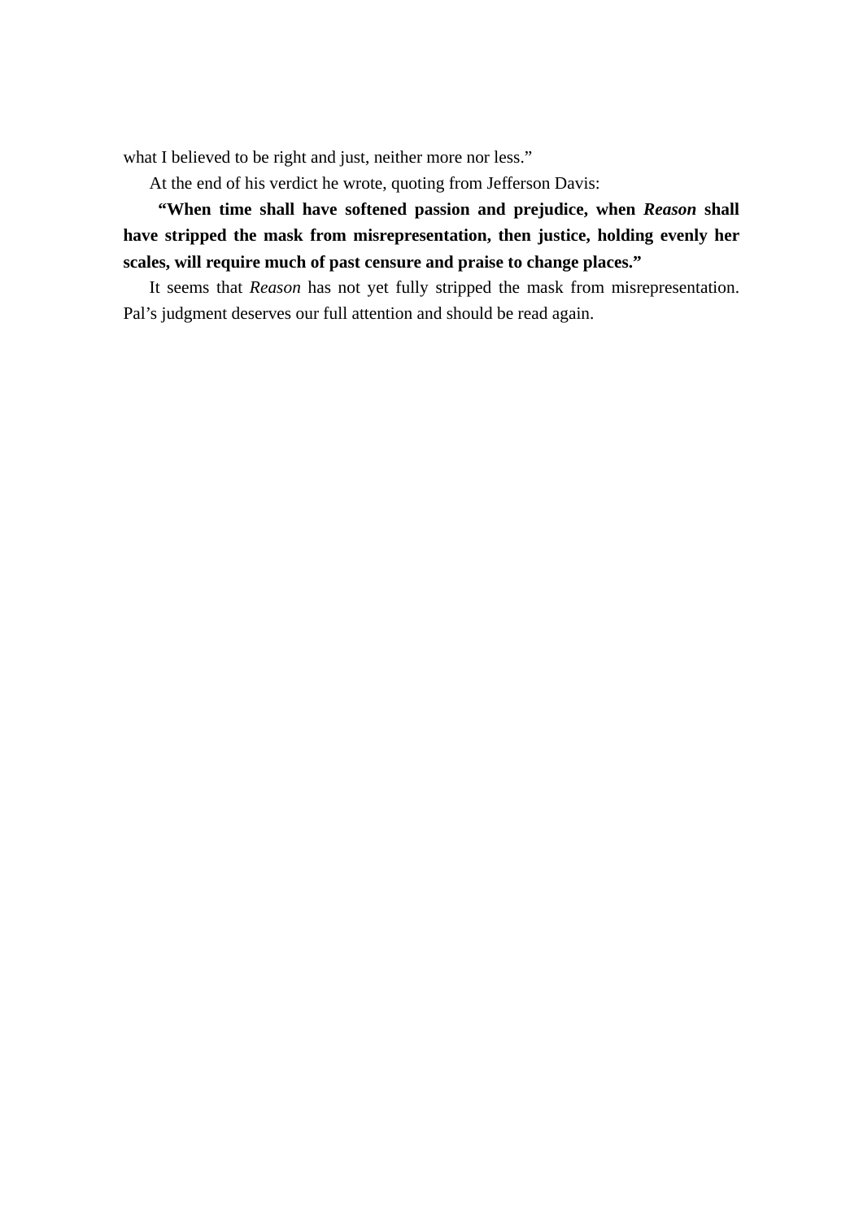what I believed to be right and just, neither more nor less."

At the end of his verdict he wrote, quoting from Jefferson Davis:

**"When time shall have softened passion and prejudice, when *Reason* shall have stripped the mask from misrepresentation, then justice, holding evenly her scales, will require much of past censure and praise to change places."**

It seems that *Reason* has not yet fully stripped the mask from misrepresentation. Pal's judgment deserves our full attention and should be read again.